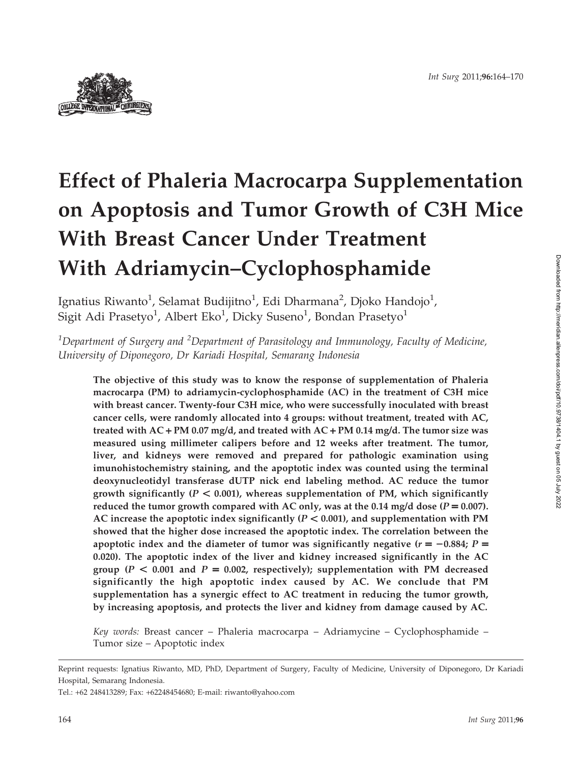# Effect of Phaleria Macrocarpa Supplementation on Apoptosis and Tumor Growth of C3H Mice With Breast Cancer Under Treatment With Adriamycin–Cyclophosphamide

Ignatius Riwanto[1], Selamat Budijitno[1], Edi Dharmana[2], Djoko Handojo[1], Sigit Adi Prasetyo[1], Albert Eko[1], Dicky Suseno[1], Bondan Prasetyo[1]

*[1]Department of Surgery and [2]Department of Parasitology and Immunology, Faculty of Medicine, University of Diponegoro, Dr Kariadi Hospital, Semarang Indonesia*

**The objective of this study was to know the response of supplementation of Phaleria macrocarpa (PM) to adriamycin-cyclophosphamide (AC) in the treatment of C3H mice with breast cancer. Twenty-four C3H mice, who were successfully inoculated with breast cancer cells, were randomly allocated into 4 groups: without treatment, treated with AC, treated with AC + PM 0.07 mg/d, and treated with AC + PM 0.14 mg/d. The tumor size was measured using millimeter calipers before and 12 weeks after treatment. The tumor, liver, and kidneys were removed and prepared for pathologic examination using imunohistochemistry staining, and the apoptotic index was counted using the terminal deoxynucleotidyl transferase dUTP nick end labeling method. AC reduce the tumor growth significantly ($P < 0.001$), whereas supplementation of PM, which significantly reduced the tumor growth compared with AC only, was at the 0.14 mg/d dose ($P = 0.007$). AC increase the apoptotic index significantly ($P < 0.001$), and supplementation with PM showed that the higher dose increased the apoptotic index. The correlation between the apoptotic index and the diameter of tumor was significantly negative ($r = -0.884$; $P = 0.020$). The apoptotic index of the liver and kidney increased significantly in the AC group ($P < 0.001$ and $P = 0.002$, respectively); supplementation with PM decreased significantly the high apoptotic index caused by AC. We conclude that PM supplementation has a synergic effect to AC treatment in reducing the tumor growth, by increasing apoptosis, and protects the liver and kidney from damage caused by AC.**

*Key words:* Breast cancer – Phaleria macrocarpa – Adriamycine – Cyclophosphamide – Tumor size – Apoptotic index

---

Reprint requests: Ignatius Riwanto, MD, PhD, Department of Surgery, Faculty of Medicine, University of Diponegoro, Dr Kariadi Hospital, Semarang Indonesia.

Tel.: +62 248413289; Fax: +62248454680; E-mail: riwanto@yahoo.com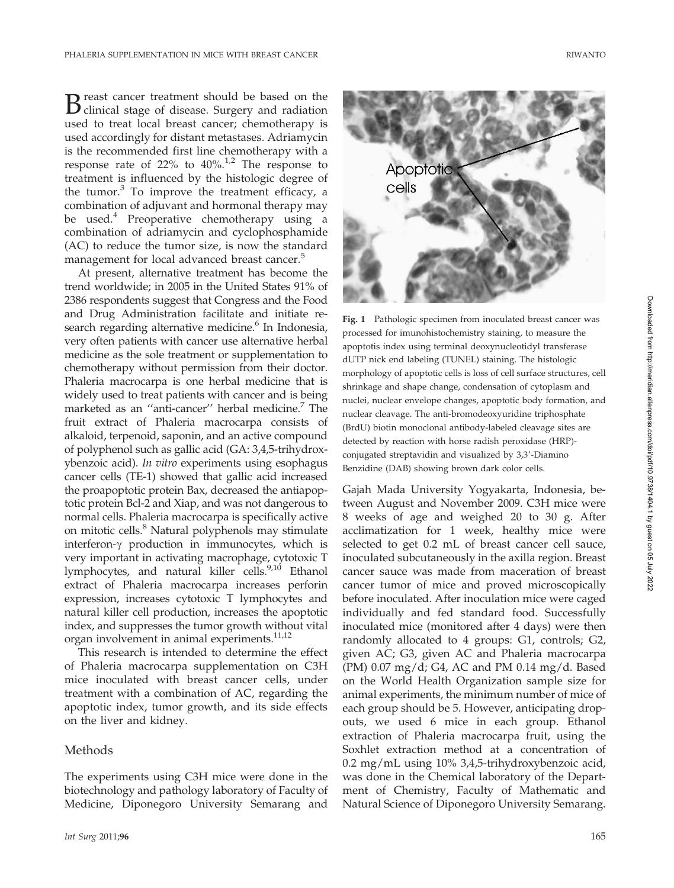Breast cancer treatment should be based on the clinical stage of disease. Surgery and radiation used to treat local breast cancer; chemotherapy is used accordingly for distant metastases. Adriamycin is the recommended first line chemotherapy with a response rate of 22% to 40%.[1,2] The response to treatment is influenced by the histologic degree of the tumor.[3] To improve the treatment efficacy, a combination of adjuvant and hormonal therapy may be used.[4] Preoperative chemotherapy using a combination of adriamycin and cyclophosphamide (AC) to reduce the tumor size, is now the standard management for local advanced breast cancer.[5]

At present, alternative treatment has become the trend worldwide; in 2005 in the United States 91% of 2386 respondents suggest that Congress and the Food and Drug Administration facilitate and initiate research regarding alternative medicine.[6] In Indonesia, very often patients with cancer use alternative herbal medicine as the sole treatment or supplementation to chemotherapy without permission from their doctor. Phaleria macrocarpa is one herbal medicine that is widely used to treat patients with cancer and is being marketed as an ''anti-cancer'' herbal medicine.[7] The fruit extract of Phaleria macrocarpa consists of alkaloid, terpenoid, saponin, and an active compound of polyphenol such as gallic acid (GA: 3,4,5-trihydroxybenzoic acid). *In vitro* experiments using esophagus cancer cells (TE-1) showed that gallic acid increased the proapoptotic protein Bax, decreased the antiapoptotic protein Bcl-2 and Xiap, and was not dangerous to normal cells. Phaleria macrocarpa is specifically active on mitotic cells.[8] Natural polyphenols may stimulate interferon-$\gamma$ production in immunocytes, which is very important in activating macrophage, cytotoxic T lymphocytes, and natural killer cells.[9,10] Ethanol extract of Phaleria macrocarpa increases perforin expression, increases cytotoxic T lymphocytes and natural killer cell production, increases the apoptotic index, and suppresses the tumor growth without vital organ involvement in animal experiments.[11,12]

This research is intended to determine the effect of Phaleria macrocarpa supplementation on C3H mice inoculated with breast cancer cells, under treatment with a combination of AC, regarding the apoptotic index, tumor growth, and its side effects on the liver and kidney.

## Methods

The experiments using C3H mice were done in the biotechnology and pathology laboratory of Faculty of Medicine, Diponegoro University Semarang and Gajah Mada University Yogyakarta, Indonesia, between August and November 2009. C3H mice were 8 weeks of age and weighed 20 to 30 g. After acclimatization for 1 week, healthy mice were selected to get 0.2 mL of breast cancer cell sauce, inoculated subcutaneously in the axilla region. Breast cancer sauce was made from maceration of breast cancer tumor of mice and proved microscopically before inoculated. After inoculation mice were caged individually and fed standard food. Successfully inoculated mice (monitored after 4 days) were then randomly allocated to 4 groups: G1, controls; G2, given AC; G3, given AC and Phaleria macrocarpa (PM) 0.07 mg/d; G4, AC and PM 0.14 mg/d. Based on the World Health Organization sample size for animal experiments, the minimum number of mice of each group should be 5. However, anticipating dropouts, we used 6 mice in each group. Ethanol extraction of Phaleria macrocarpa fruit, using the Soxhlet extraction method at a concentration of 0.2 mg/mL using 10% 3,4,5-trihydroxybenzoic acid, was done in the Chemical laboratory of the Department of Chemistry, Faculty of Mathematic and Natural Science of Diponegoro University Semarang.

**Fig. 1** Pathologic specimen from inoculated breast cancer was processed for imunohistochemistry staining, to measure the apoptotis index using terminal deoxynucleotidyl transferase dUTP nick end labeling (TUNEL) staining. The histologic morphology of apoptotic cells is loss of cell surface structures, cell shrinkage and shape change, condensation of cytoplasm and nuclei, nuclear envelope changes, apoptotic body formation, and nuclear cleavage. The anti-bromodeoxyuridine triphosphate (BrdU) biotin monoclonal antibody-labeled cleavage sites are detected by reaction with horse radish peroxidase (HRP)-conjugated streptavidin and visualized by 3,3′-Diamino Benzidine (DAB) showing brown dark color cells.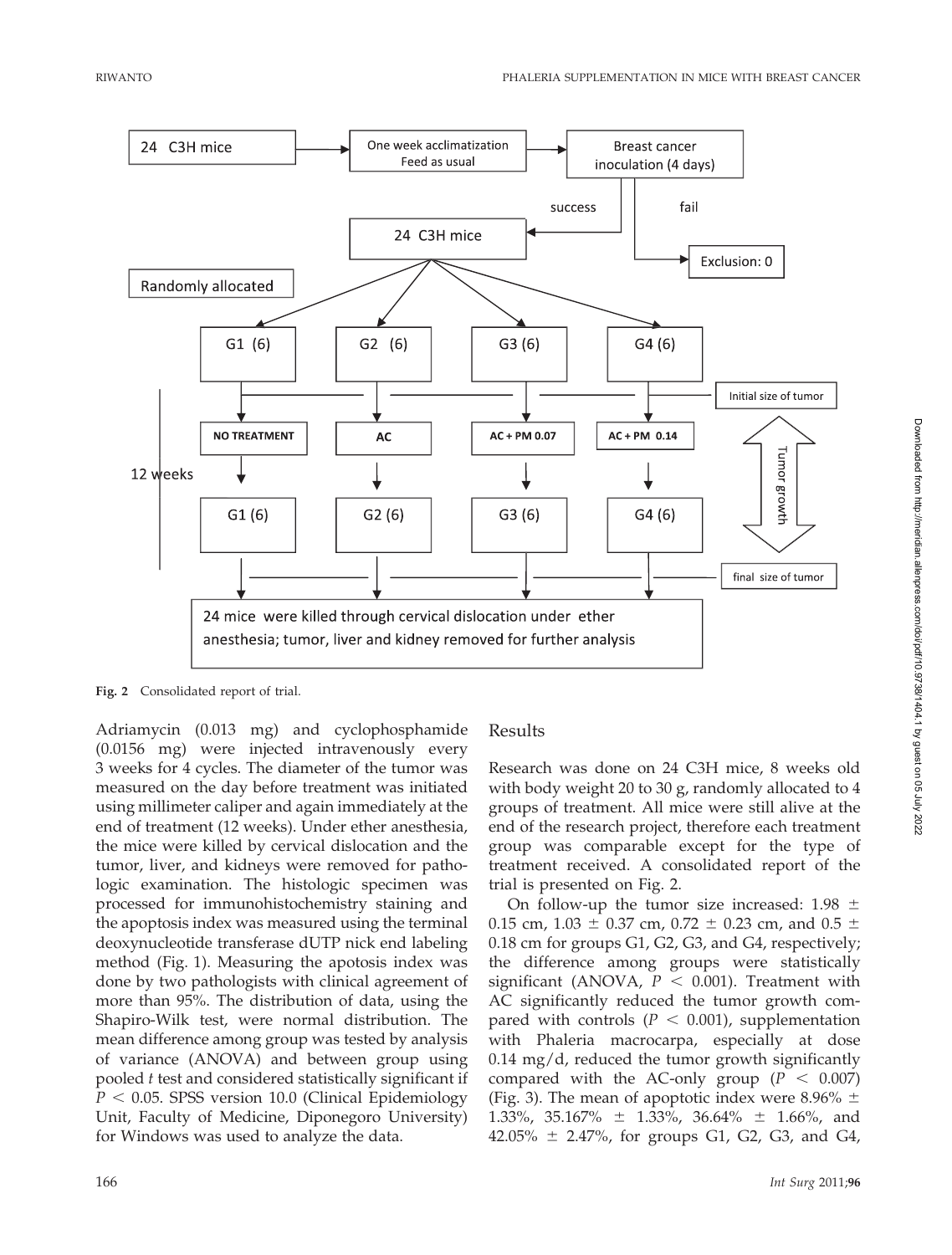Fig. 2 Consolidated report of trial.

Adriamycin (0.013 mg) and cyclophosphamide (0.0156 mg) were injected intravenously every 3 weeks for 4 cycles. The diameter of the tumor was measured on the day before treatment was initiated using millimeter caliper and again immediately at the end of treatment (12 weeks). Under ether anesthesia, the mice were killed by cervical dislocation and the tumor, liver, and kidneys were removed for pathologic examination. The histologic specimen was processed for immunohistochemistry staining and the apoptosis index was measured using the terminal deoxynucleotide transferase dUTP nick end labeling method (Fig. 1). Measuring the apotosis index was done by two pathologists with clinical agreement of more than 95%. The distribution of data, using the Shapiro-Wilk test, were normal distribution. The mean difference among group was tested by analysis of variance (ANOVA) and between group using pooled *t* test and considered statistically significant if $P < 0.05$. SPSS version 10.0 (Clinical Epidemiology Unit, Faculty of Medicine, Diponegoro University) for Windows was used to analyze the data.

## Results

Research was done on 24 C3H mice, 8 weeks old with body weight 20 to 30 g, randomly allocated to 4 groups of treatment. All mice were still alive at the end of the research project, therefore each treatment group was comparable except for the type of treatment received. A consolidated report of the trial is presented on Fig. 2.

On follow-up the tumor size increased: 1.98 ± 0.15 cm, 1.03 ± 0.37 cm, 0.72 ± 0.23 cm, and 0.5 ± 0.18 cm for groups G1, G2, G3, and G4, respectively; the difference among groups were statistically significant (ANOVA, $P < 0.001$). Treatment with AC significantly reduced the tumor growth compared with controls ($P < 0.001$), supplementation with Phaleria macrocarpa, especially at dose 0.14 mg/d, reduced the tumor growth significantly compared with the AC-only group ($P < 0.007$) (Fig. 3). The mean of apoptotic index were 8.96% ± 1.33%, 35.167% ± 1.33%, 36.64% ± 1.66%, and 42.05% ± 2.47%, for groups G1, G2, G3, and G4,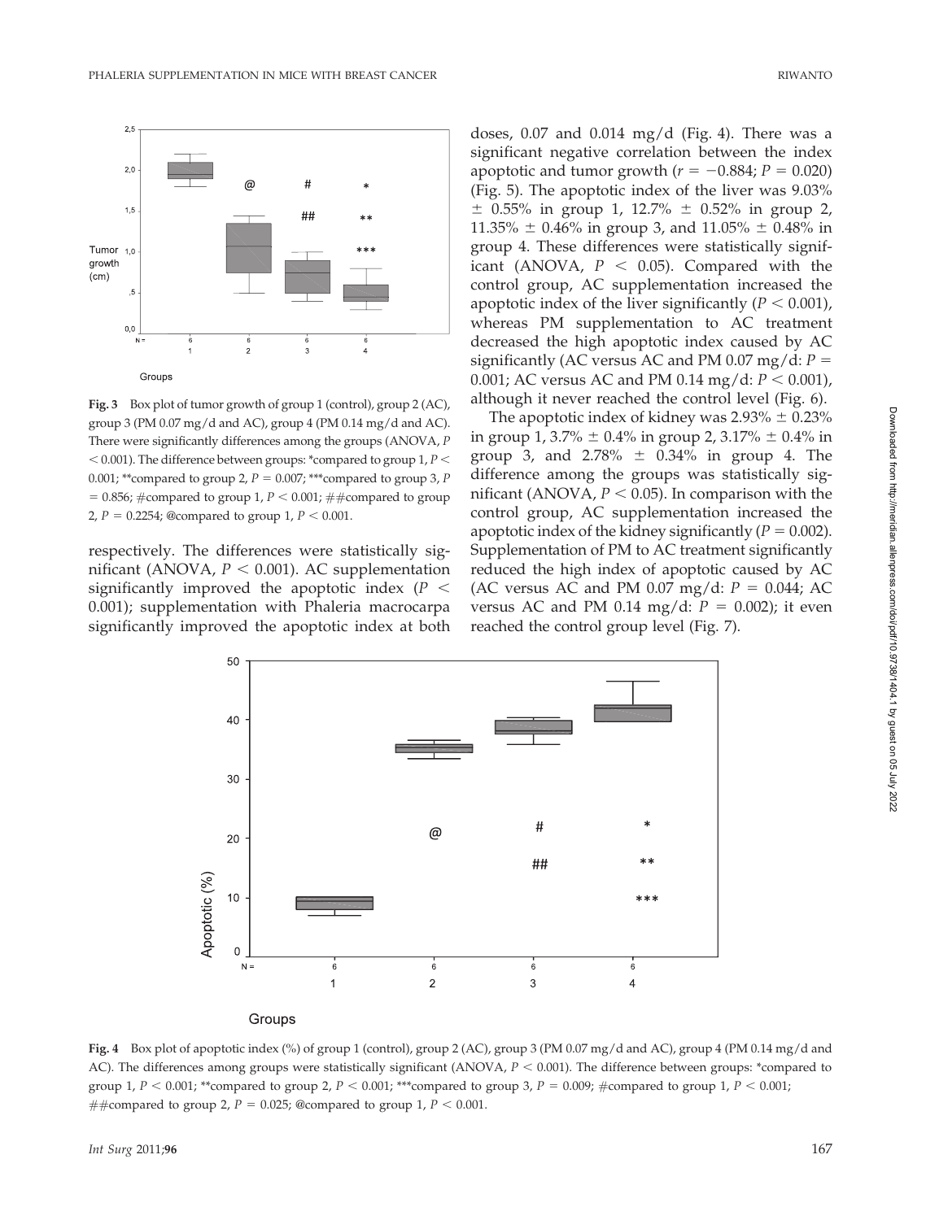Fig. 3 Box plot of tumor growth of group 1 (control), group 2 (AC), group 3 (PM 0.07 mg/d and AC), group 4 (PM 0.14 mg/d and AC). There were significantly differences among the groups (ANOVA, $P < 0.001$). The difference between groups: *compared to group 1, $P < 0.001$; **compared to group 2, $P = 0.007$; ***compared to group 3, $P = 0.856$; #compared to group 1, $P < 0.001$; ##compared to group 2, $P = 0.2254$; @compared to group 1, $P < 0.001$.

respectively. The differences were statistically significant (ANOVA, $P < 0.001$). AC supplementation significantly improved the apoptotic index ($P < 0.001$); supplementation with Phaleria macrocarpa significantly improved the apoptotic index at both doses, 0.07 and 0.014 mg/d (Fig. 4). There was a significant negative correlation between the index apoptotic and tumor growth ($r = -0.884$; $P = 0.020$) (Fig. 5). The apoptotic index of the liver was 9.03% ± 0.55% in group 1, 12.7% ± 0.52% in group 2, 11.35% ± 0.46% in group 3, and 11.05% ± 0.48% in group 4. These differences were statistically significant (ANOVA, $P < 0.05$). Compared with the control group, AC supplementation increased the apoptotic index of the liver significantly ($P < 0.001$), whereas PM supplementation to AC treatment decreased the high apoptotic index caused by AC significantly (AC versus AC and PM 0.07 mg/d: $P = 0.001$; AC versus AC and PM 0.14 mg/d: $P < 0.001$), although it never reached the control level (Fig. 6).

The apoptotic index of kidney was 2.93% ± 0.23% in group 1, 3.7% ± 0.4% in group 2, 3.17% ± 0.4% in group 3, and 2.78% ± 0.34% in group 4. The difference among the groups was statistically significant (ANOVA, $P < 0.05$). In comparison with the control group, AC supplementation increased the apoptotic index of the kidney significantly ($P = 0.002$). Supplementation of PM to AC treatment significantly reduced the high index of apoptotic caused by AC (AC versus AC and PM 0.07 mg/d: $P = 0.044$; AC versus AC and PM 0.14 mg/d: $P = 0.002$); it even reached the control group level (Fig. 7).

Fig. 4 Box plot of apoptotic index (%) of group 1 (control), group 2 (AC), group 3 (PM 0.07 mg/d and AC), group 4 (PM 0.14 mg/d and AC). The differences among groups were statistically significant (ANOVA, $P < 0.001$). The difference between groups: *compared to group 1, $P < 0.001$; **compared to group 2, $P < 0.001$; ***compared to group 3, $P = 0.009$; #compared to group 1, $P < 0.001$; ##compared to group 2, $P = 0.025$; @compared to group 1, $P < 0.001$.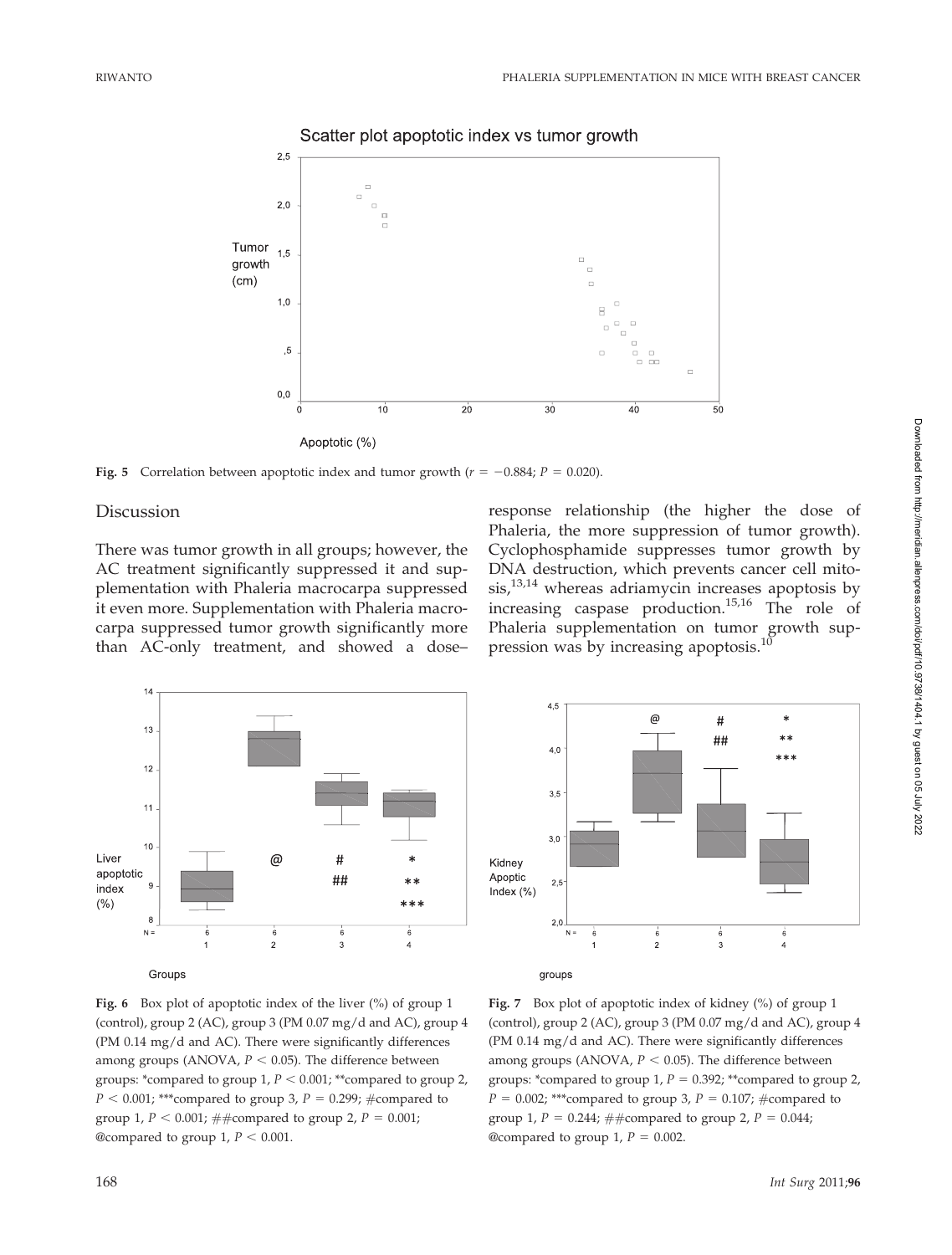**Fig. 5** Correlation between apoptotic index and tumor growth ($r = -0.884$; $P = 0.020$).

## Discussion

There was tumor growth in all groups; however, the AC treatment significantly suppressed it and supplementation with Phaleria macrocarpa suppressed it even more. Supplementation with Phaleria macrocarpa suppressed tumor growth significantly more than AC-only treatment, and showed a dose–response relationship (the higher the dose of Phaleria, the more suppression of tumor growth). Cyclophosphamide suppresses tumor growth by DNA destruction, which prevents cancer cell mitosis,[13,14] whereas adriamycin increases apoptosis by increasing caspase production.[15,16] The role of Phaleria supplementation on tumor growth suppression was by increasing apoptosis.[10]

**Fig. 6** Box plot of apoptotic index of the liver (%) of group 1 (control), group 2 (AC), group 3 (PM 0.07 mg/d and AC), group 4 (PM 0.14 mg/d and AC). There were significantly differences among groups (ANOVA, $P < 0.05$). The difference between groups: *compared to group 1, $P < 0.001$; **compared to group 2, $P < 0.001$; ***compared to group 3, $P = 0.299$; #compared to group 1, $P < 0.001$; ##compared to group 2, $P = 0.001$; @compared to group 1, $P < 0.001$.

**Fig. 7** Box plot of apoptotic index of kidney (%) of group 1 (control), group 2 (AC), group 3 (PM 0.07 mg/d and AC), group 4 (PM 0.14 mg/d and AC). There were significantly differences among groups (ANOVA, $P < 0.05$). The difference between groups: *compared to group 1, $P = 0.392$; **compared to group 2, $P = 0.002$; ***compared to group 3, $P = 0.107$; #compared to group 1, $P = 0.244$; ##compared to group 2, $P = 0.044$; @compared to group 1, $P = 0.002$.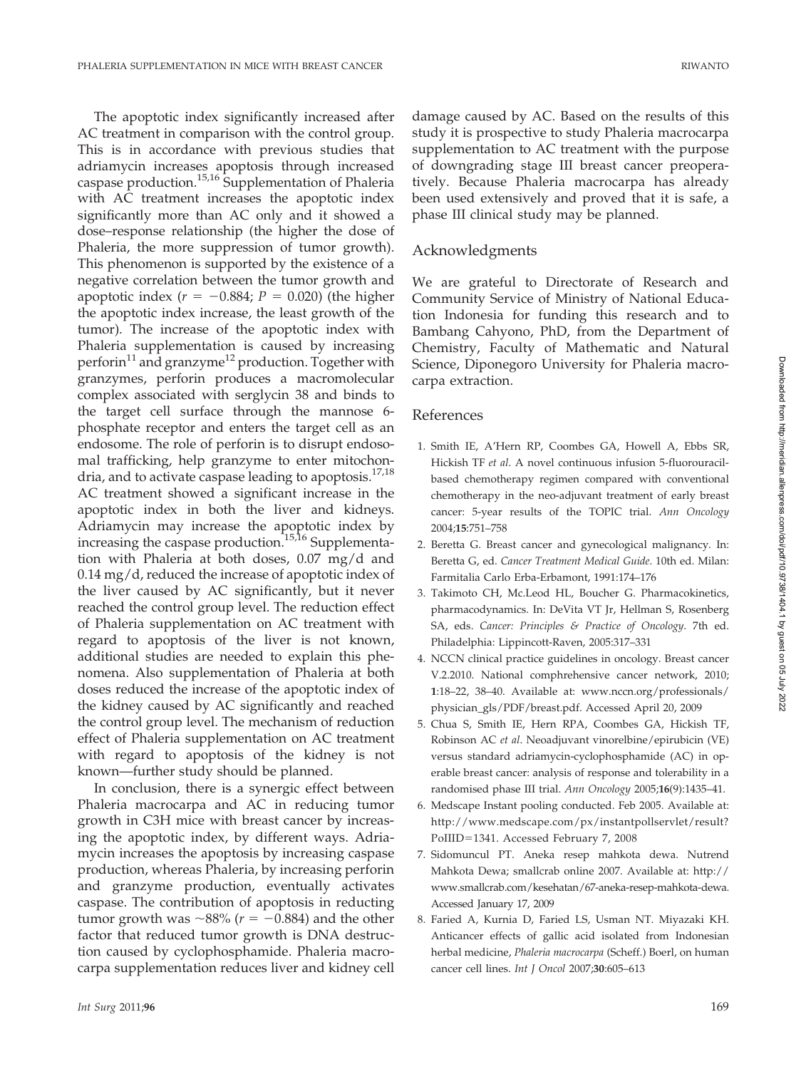The apoptotic index significantly increased after AC treatment in comparison with the control group. This is in accordance with previous studies that adriamycin increases apoptosis through increased caspase production.[15,16] Supplementation of Phaleria with AC treatment increases the apoptotic index significantly more than AC only and it showed a dose–response relationship (the higher the dose of Phaleria, the more suppression of tumor growth). This phenomenon is supported by the existence of a negative correlation between the tumor growth and apoptotic index ($r = -0.884$; $P = 0.020$) (the higher the apoptotic index increase, the least growth of the tumor). The increase of the apoptotic index with Phaleria supplementation is caused by increasing perforin[11] and granzyme[12] production. Together with granzymes, perforin produces a macromolecular complex associated with serglycin 38 and binds to the target cell surface through the mannose 6-phosphate receptor and enters the target cell as an endosome. The role of perforin is to disrupt endosomal trafficking, help granzyme to enter mitochondria, and to activate caspase leading to apoptosis.[17,18] AC treatment showed a significant increase in the apoptotic index in both the liver and kidneys. Adriamycin may increase the apoptotic index by increasing the caspase production.[15,16] Supplementation with Phaleria at both doses, 0.07 mg/d and 0.14 mg/d, reduced the increase of apoptotic index of the liver caused by AC significantly, but it never reached the control group level. The reduction effect of Phaleria supplementation on AC treatment with regard to apoptosis of the liver is not known, additional studies are needed to explain this phenomena. Also supplementation of Phaleria at both doses reduced the increase of the apoptotic index of the kidney caused by AC significantly and reached the control group level. The mechanism of reduction effect of Phaleria supplementation on AC treatment with regard to apoptosis of the kidney is not known—further study should be planned.

In conclusion, there is a synergic effect between Phaleria macrocarpa and AC in reducing tumor growth in C3H mice with breast cancer by increasing the apoptotic index, by different ways. Adriamycin increases the apoptosis by increasing caspase production, whereas Phaleria, by increasing perforin and granzyme production, eventually activates caspase. The contribution of apoptosis in reducing tumor growth was ~88% ($r = -0.884$) and the other factor that reduced tumor growth is DNA destruction caused by cyclophosphamide. Phaleria macrocarpa supplementation reduces liver and kidney cell damage caused by AC. Based on the results of this study it is prospective to study Phaleria macrocarpa supplementation to AC treatment with the purpose of downgrading stage III breast cancer preoperatively. Because Phaleria macrocarpa has already been used extensively and proved that it is safe, a phase III clinical study may be planned.

## Acknowledgments

We are grateful to Directorate of Research and Community Service of Ministry of National Education Indonesia for funding this research and to Bambang Cahyono, PhD, from the Department of Chemistry, Faculty of Mathematic and Natural Science, Diponegoro University for Phaleria macrocarpa extraction.

## References

1. Smith IE, A'Hern RP, Coombes GA, Howell A, Ebbs SR, Hickish TF *et al*. A novel continuous infusion 5-fluorouracil-based chemotherapy regimen compared with conventional chemotherapy in the neo-adjuvant treatment of early breast cancer: 5-year results of the TOPIC trial. *Ann Oncology* 2004;**15**:751–758
2. Beretta G. Breast cancer and gynecological malignancy. In: Beretta G, ed. *Cancer Treatment Medical Guide*. 10th ed. Milan: Farmitalia Carlo Erba-Erbamont, 1991:174–176
3. Takimoto CH, Mc.Leod HL, Boucher G. Pharmacokinetics, pharmacodynamics. In: DeVita VT Jr, Hellman S, Rosenberg SA, eds. *Cancer: Principles & Practice of Oncology*. 7th ed. Philadelphia: Lippincott-Raven, 2005:317–331
4. NCCN clinical practice guidelines in oncology. Breast cancer V.2.2010. National comphrehensive cancer network, 2010; **1**:18–22, 38–40. Available at: www.nccn.org/professionals/physician_gls/PDF/breast.pdf. Accessed April 20, 2009
5. Chua S, Smith IE, Hern RPA, Coombes GA, Hickish TF, Robinson AC *et al*. Neoadjuvant vinorelbine/epirubicin (VE) versus standard adriamycin-cyclophosphamide (AC) in operable breast cancer: analysis of response and tolerability in a randomised phase III trial. *Ann Oncology* 2005;**16**(9):1435–41.
6. Medscape Instant pooling conducted. Feb 2005. Available at: http://www.medscape.com/px/instantpollservlet/result?PoIIID=1341. Accessed February 7, 2008
7. Sidomuncul PT. Aneka resep mahkota dewa. Nutrend Mahkota Dewa; smallcrab online 2007. Available at: http://www.smallcrab.com/kesehatan/67-aneka-resep-mahkota-dewa. Accessed January 17, 2009
8. Faried A, Kurnia D, Faried LS, Usman NT. Miyazaki KH. Anticancer effects of gallic acid isolated from Indonesian herbal medicine, *Phaleria macrocarpa* (Scheff.) Boerl, on human cancer cell lines. *Int J Oncol* 2007;**30**:605–613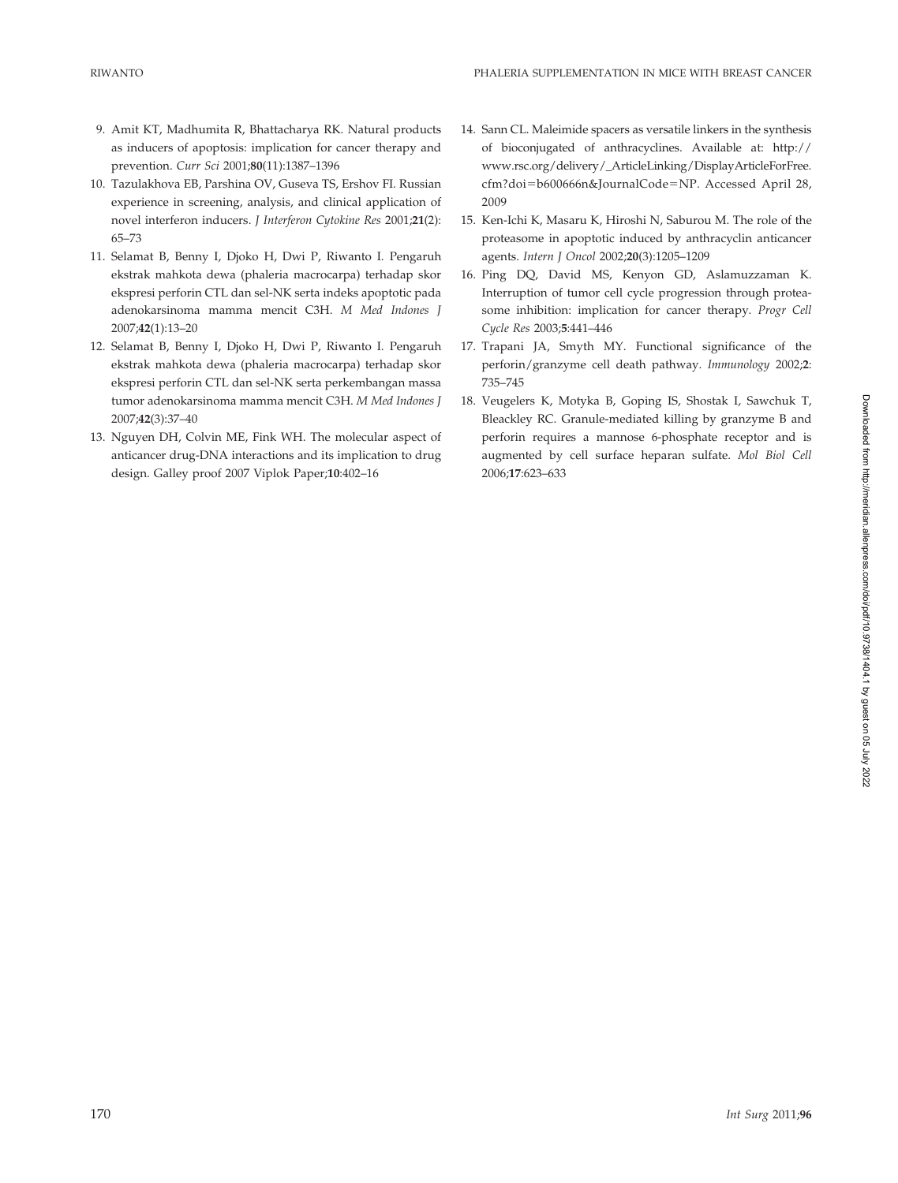9. Amit KT, Madhumita R, Bhattacharya RK. Natural products as inducers of apoptosis: implication for cancer therapy and prevention. *Curr Sci* 2001;**80**(11):1387–1396
10. Tazulakhova EB, Parshina OV, Guseva TS, Ershov FI. Russian experience in screening, analysis, and clinical application of novel interferon inducers. *J Interferon Cytokine Res* 2001;**21**(2): 65–73
11. Selamat B, Benny I, Djoko H, Dwi P, Riwanto I. Pengaruh ekstrak mahkota dewa (phaleria macrocarpa) terhadap skor ekspresi perforin CTL dan sel-NK serta indeks apoptotic pada adenokarsinoma mamma mencit C3H. *M Med Indones J* 2007;**42**(1):13–20
12. Selamat B, Benny I, Djoko H, Dwi P, Riwanto I. Pengaruh ekstrak mahkota dewa (phaleria macrocarpa) terhadap skor ekspresi perforin CTL dan sel-NK serta perkembangan massa tumor adenokarsinoma mamma mencit C3H. *M Med Indones J* 2007;**42**(3):37–40
13. Nguyen DH, Colvin ME, Fink WH. The molecular aspect of anticancer drug-DNA interactions and its implication to drug design. Galley proof 2007 Viplok Paper;**10**:402–16
14. Sann CL. Maleimide spacers as versatile linkers in the synthesis of bioconjugated of anthracyclines. Available at: http://www.rsc.org/delivery/_ArticleLinking/DisplayArticleForFree.cfm?doi=b600666n&JournalCode=NP. Accessed April 28, 2009
15. Ken-Ichi K, Masaru K, Hiroshi N, Saburou M. The role of the proteasome in apoptotic induced by anthracyclin anticancer agents. *Intern J Oncol* 2002;**20**(3):1205–1209
16. Ping DQ, David MS, Kenyon GD, Aslamuzzaman K. Interruption of tumor cell cycle progression through proteasome inhibition: implication for cancer therapy. *Progr Cell Cycle Res* 2003;**5**:441–446
17. Trapani JA, Smyth MY. Functional significance of the perforin/granzyme cell death pathway. *Immunology* 2002;**2**: 735–745
18. Veugelers K, Motyka B, Goping IS, Shostak I, Sawchuk T, Bleackley RC. Granule-mediated killing by granzyme B and perforin requires a mannose 6-phosphate receptor and is augmented by cell surface heparan sulfate. *Mol Biol Cell* 2006;**17**:623–633